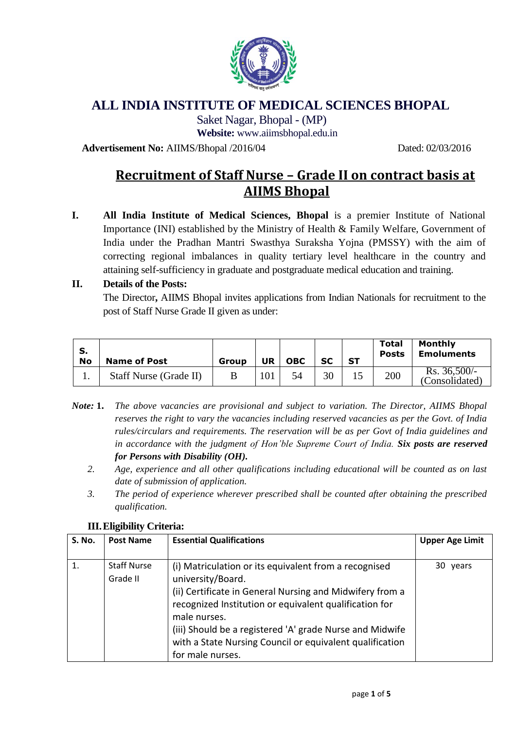# ALL INDIA INSTITUTE OF MEDICAL SCIENCES BHOPAL

Saket Nagar, Bhopal - (MP)

**Website:** www.aiimsbhopal.edu.in

**Advertisement No:** AIIMS/Bhopal /2016/04 Dated: 02/03/2016

## Recruitment of Staff Nurse – Grade II on contract basis at AIIMS Bhopal

**I.** **All India Institute of Medical Sciences, Bhopal** is a premier Institute of National Importance (INI) established by the Ministry of Health & Family Welfare, Government of India under the Pradhan Mantri Swasthya Suraksha Yojna (PMSSY) with the aim of correcting regional imbalances in quality tertiary level healthcare in the country and attaining self-sufficiency in graduate and postgraduate medical education and training.

**II.** **Details of the Posts:**

The Director**,** AIIMS Bhopal invites applications from Indian Nationals for recruitment to the post of Staff Nurse Grade II given as under:

| S. No | Name of Post | Group | UR | OBC | SC | ST | Total Posts | Monthly Emoluments |
|---|---|---|---|---|---|---|---|---|
| 1. | Staff Nurse (Grade II) | B | 101 | 54 | 30 | 15 | 200 | Rs. 36,500/- (Consolidated) |

***Note:*** **1.** *The above vacancies are provisional and subject to variation. The Director, AIIMS Bhopal reserves the right to vary the vacancies including reserved vacancies as per the Govt. of India rules/circulars and requirements. The reservation will be as per Govt of India guidelines and in accordance with the judgment of Hon'ble Supreme Court of India.* ***Six posts are reserved for Persons with Disability (OH).***

2. *Age, experience and all other qualifications including educational will be counted as on last date of submission of application.*
3. *The period of experience wherever prescribed shall be counted after obtaining the prescribed qualification.*

**III. Eligibility Criteria:**

| S. No. | Post Name | Essential Qualifications | Upper Age Limit |
|---|---|---|---|
| 1. | Staff Nurse Grade II | (i) Matriculation or its equivalent from a recognised university/Board.<br>(ii) Certificate in General Nursing and Midwifery from a recognized Institution or equivalent qualification for male nurses.<br>(iii) Should be a registered 'A' grade Nurse and Midwife with a State Nursing Council or equivalent qualification for male nurses. | 30 years |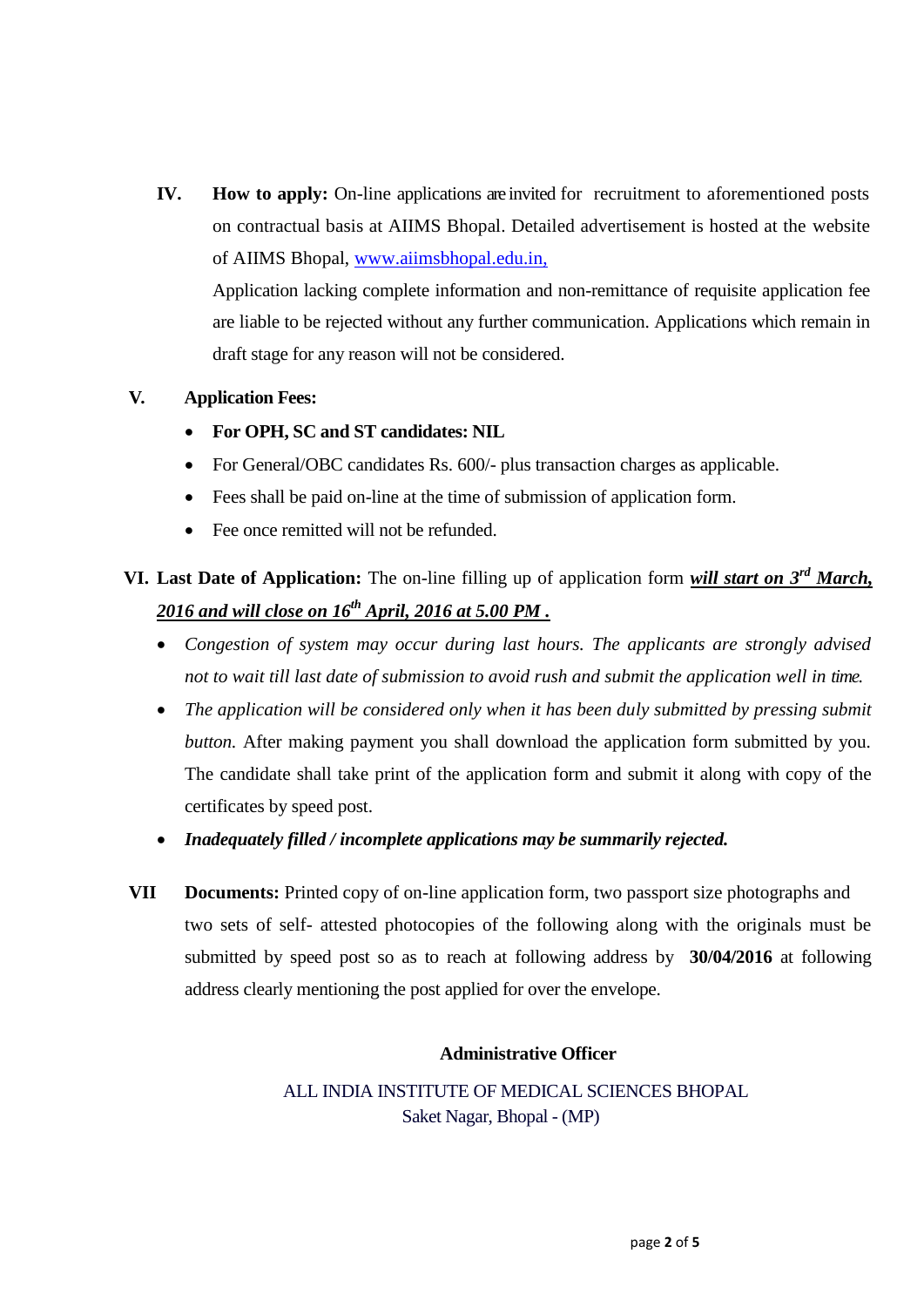**IV. How to apply:** On-line applications are invited for recruitment to aforementioned posts on contractual basis at AIIMS Bhopal. Detailed advertisement is hosted at the website of AIIMS Bhopal, www.aiimsbhopal.edu.in,

Application lacking complete information and non-remittance of requisite application fee are liable to be rejected without any further communication. Applications which remain in draft stage for any reason will not be considered.

**V. Application Fees:**

- **For OPH, SC and ST candidates: NIL**
- For General/OBC candidates Rs. 600/- plus transaction charges as applicable.
- Fees shall be paid on-line at the time of submission of application form.
- Fee once remitted will not be refunded.

**VI. Last Date of Application:** The on-line filling up of application form ***will start on 3rd March, 2016 and will close on 16th April, 2016 at 5.00 PM .***

- *Congestion of system may occur during last hours. The applicants are strongly advised not to wait till last date of submission to avoid rush and submit the application well in time.*
- *The application will be considered only when it has been duly submitted by pressing submit button.* After making payment you shall download the application form submitted by you. The candidate shall take print of the application form and submit it along with copy of the certificates by speed post.
- ***Inadequately filled / incomplete applications may be summarily rejected.***

**VII Documents:** Printed copy of on-line application form, two passport size photographs and two sets of self- attested photocopies of the following along with the originals must be submitted by speed post so as to reach at following address by **30/04/2016** at following address clearly mentioning the post applied for over the envelope.

**Administrative Officer**

ALL INDIA INSTITUTE OF MEDICAL SCIENCES BHOPAL
Saket Nagar, Bhopal - (MP)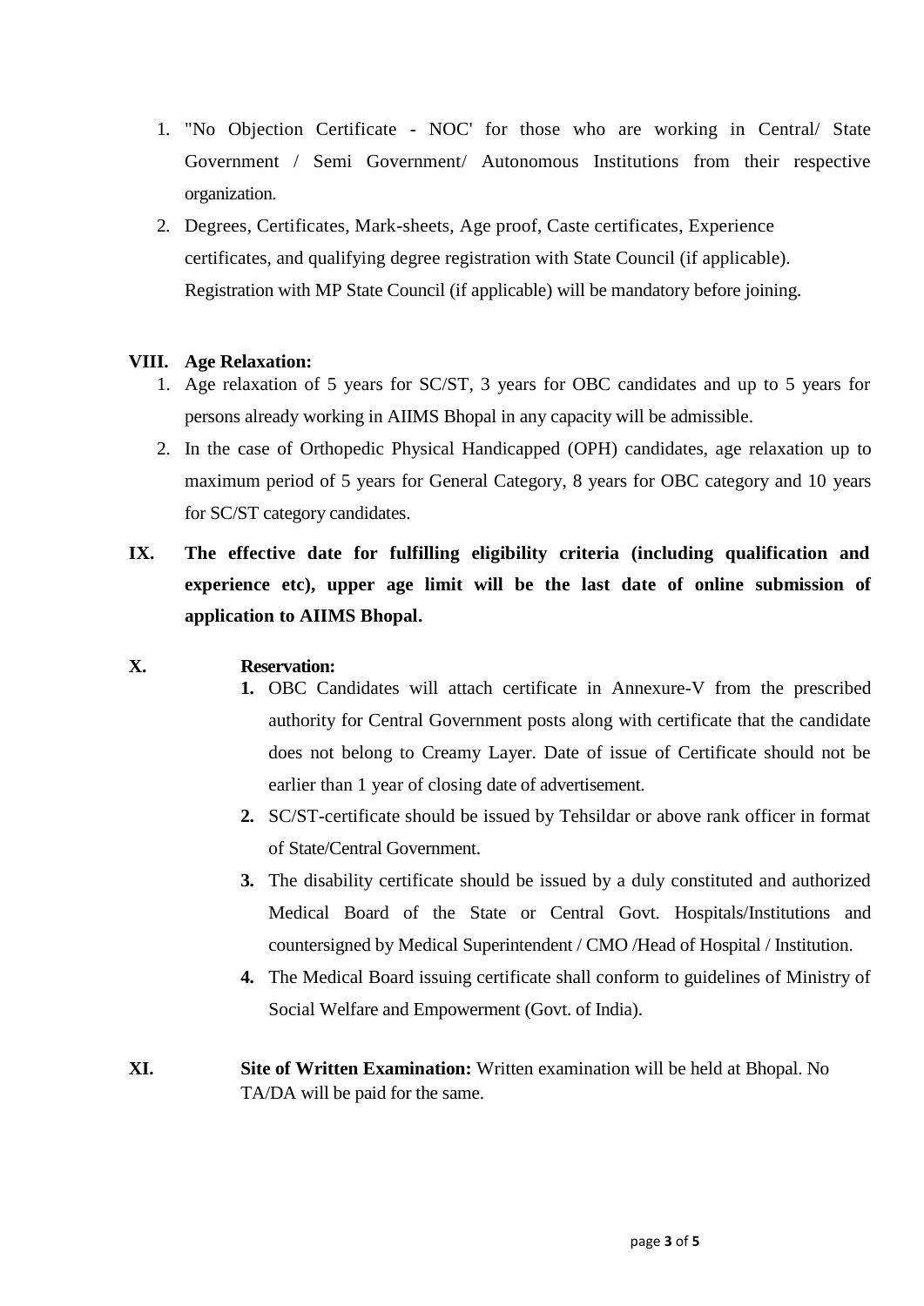1. "No Objection Certificate - NOC' for those who are working in Central/ State Government / Semi Government/ Autonomous Institutions from their respective organization.
2. Degrees, Certificates, Mark-sheets, Age proof, Caste certificates, Experience certificates, and qualifying degree registration with State Council (if applicable). Registration with MP State Council (if applicable) will be mandatory before joining.

**VIII. Age Relaxation:**

1. Age relaxation of 5 years for SC/ST, 3 years for OBC candidates and up to 5 years for persons already working in AIIMS Bhopal in any capacity will be admissible.
2. In the case of Orthopedic Physical Handicapped (OPH) candidates, age relaxation up to maximum period of 5 years for General Category, 8 years for OBC category and 10 years for SC/ST category candidates.

**IX. The effective date for fulfilling eligibility criteria (including qualification and experience etc), upper age limit will be the last date of online submission of application to AIIMS Bhopal.**

**X. Reservation:**

1. OBC Candidates will attach certificate in Annexure-V from the prescribed authority for Central Government posts along with certificate that the candidate does not belong to Creamy Layer. Date of issue of Certificate should not be earlier than 1 year of closing date of advertisement.
2. SC/ST-certificate should be issued by Tehsildar or above rank officer in format of State/Central Government.
3. The disability certificate should be issued by a duly constituted and authorized Medical Board of the State or Central Govt. Hospitals/Institutions and countersigned by Medical Superintendent / CMO /Head of Hospital / Institution.
4. The Medical Board issuing certificate shall conform to guidelines of Ministry of Social Welfare and Empowerment (Govt. of India).

**XI. Site of Written Examination:** Written examination will be held at Bhopal. No TA/DA will be paid for the same.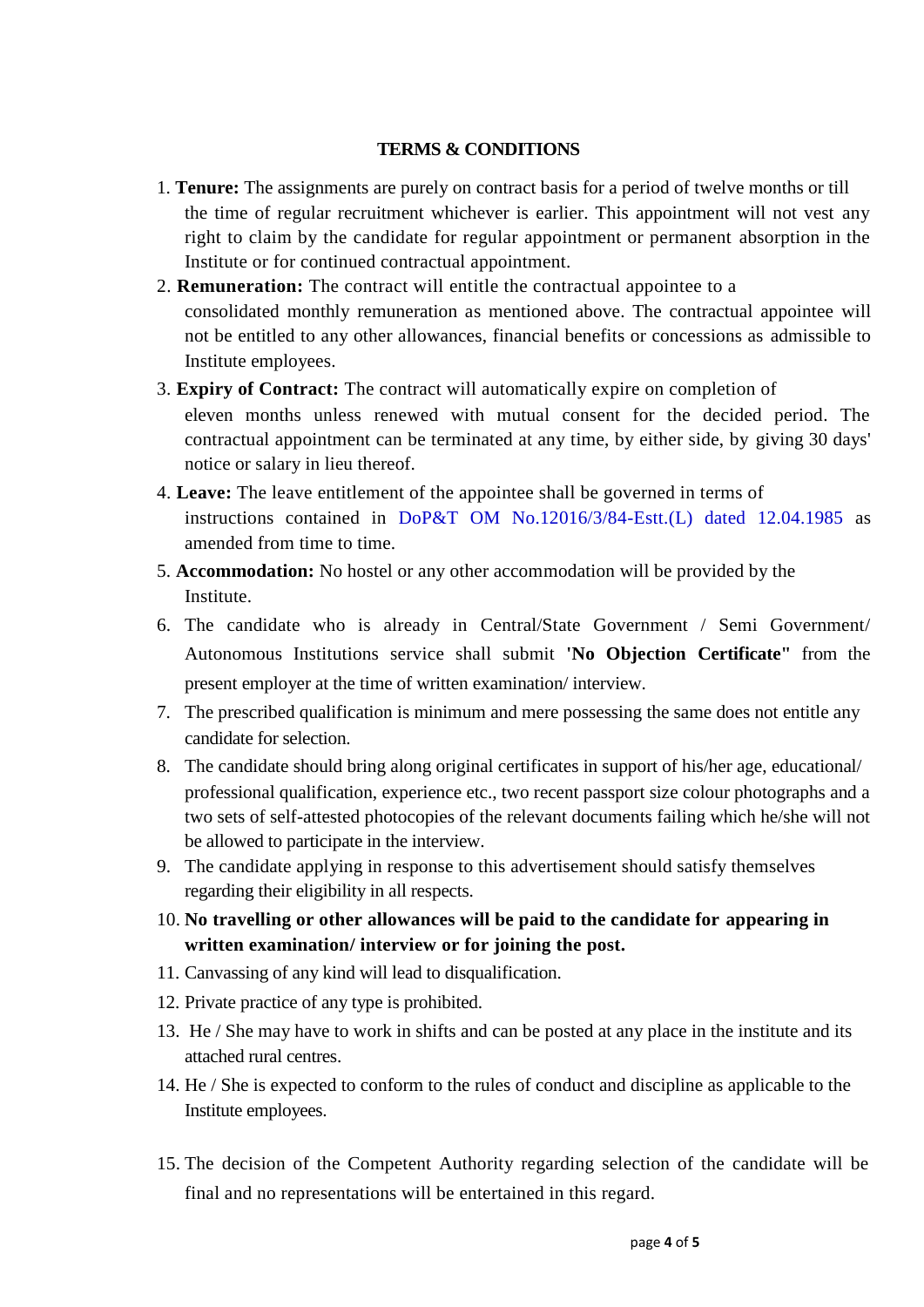## TERMS & CONDITIONS

1. **Tenure:** The assignments are purely on contract basis for a period of twelve months or till the time of regular recruitment whichever is earlier. This appointment will not vest any right to claim by the candidate for regular appointment or permanent absorption in the Institute or for continued contractual appointment.
2. **Remuneration:** The contract will entitle the contractual appointee to a consolidated monthly remuneration as mentioned above. The contractual appointee will not be entitled to any other allowances, financial benefits or concessions as admissible to Institute employees.
3. **Expiry of Contract:** The contract will automatically expire on completion of eleven months unless renewed with mutual consent for the decided period. The contractual appointment can be terminated at any time, by either side, by giving 30 days' notice or salary in lieu thereof.
4. **Leave:** The leave entitlement of the appointee shall be governed in terms of instructions contained in DoP&T OM No.12016/3/84-Estt.(L) dated 12.04.1985 as amended from time to time.
5. **Accommodation:** No hostel or any other accommodation will be provided by the Institute.
6. The candidate who is already in Central/State Government / Semi Government/ Autonomous Institutions service shall submit **'No Objection Certificate"** from the present employer at the time of written examination/ interview.
7. The prescribed qualification is minimum and mere possessing the same does not entitle any candidate for selection.
8. The candidate should bring along original certificates in support of his/her age, educational/ professional qualification, experience etc., two recent passport size colour photographs and a two sets of self-attested photocopies of the relevant documents failing which he/she will not be allowed to participate in the interview.
9. The candidate applying in response to this advertisement should satisfy themselves regarding their eligibility in all respects.
10. **No travelling or other allowances will be paid to the candidate for appearing in written examination/ interview or for joining the post.**
11. Canvassing of any kind will lead to disqualification.
12. Private practice of any type is prohibited.
13. He / She may have to work in shifts and can be posted at any place in the institute and its attached rural centres.
14. He / She is expected to conform to the rules of conduct and discipline as applicable to the Institute employees.
15. The decision of the Competent Authority regarding selection of the candidate will be final and no representations will be entertained in this regard.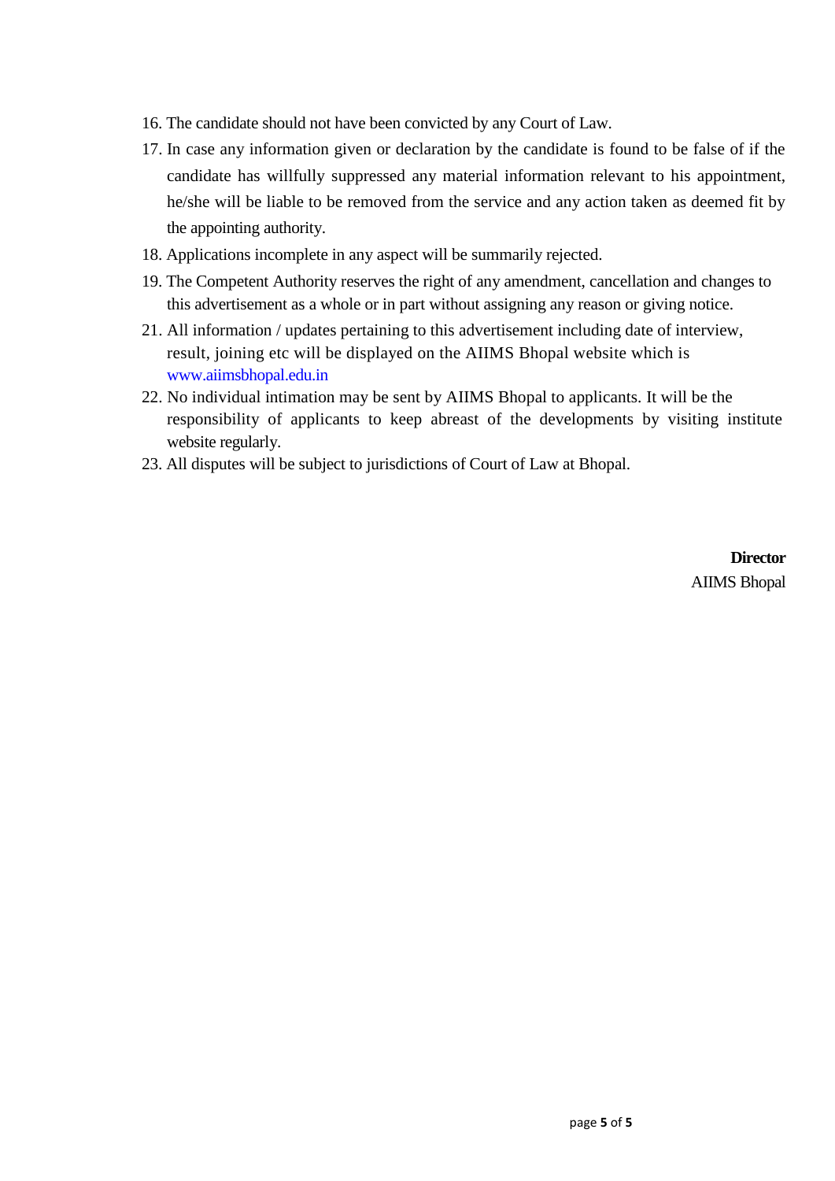16. The candidate should not have been convicted by any Court of Law.
17. In case any information given or declaration by the candidate is found to be false of if the candidate has willfully suppressed any material information relevant to his appointment, he/she will be liable to be removed from the service and any action taken as deemed fit by the appointing authority.
18. Applications incomplete in any aspect will be summarily rejected.
19. The Competent Authority reserves the right of any amendment, cancellation and changes to this advertisement as a whole or in part without assigning any reason or giving notice.
21. All information / updates pertaining to this advertisement including date of interview, result, joining etc will be displayed on the AIIMS Bhopal website which is www.aiimsbhopal.edu.in
22. No individual intimation may be sent by AIIMS Bhopal to applicants. It will be the responsibility of applicants to keep abreast of the developments by visiting institute website regularly.
23. All disputes will be subject to jurisdictions of Court of Law at Bhopal.

**Director**
AIIMS Bhopal